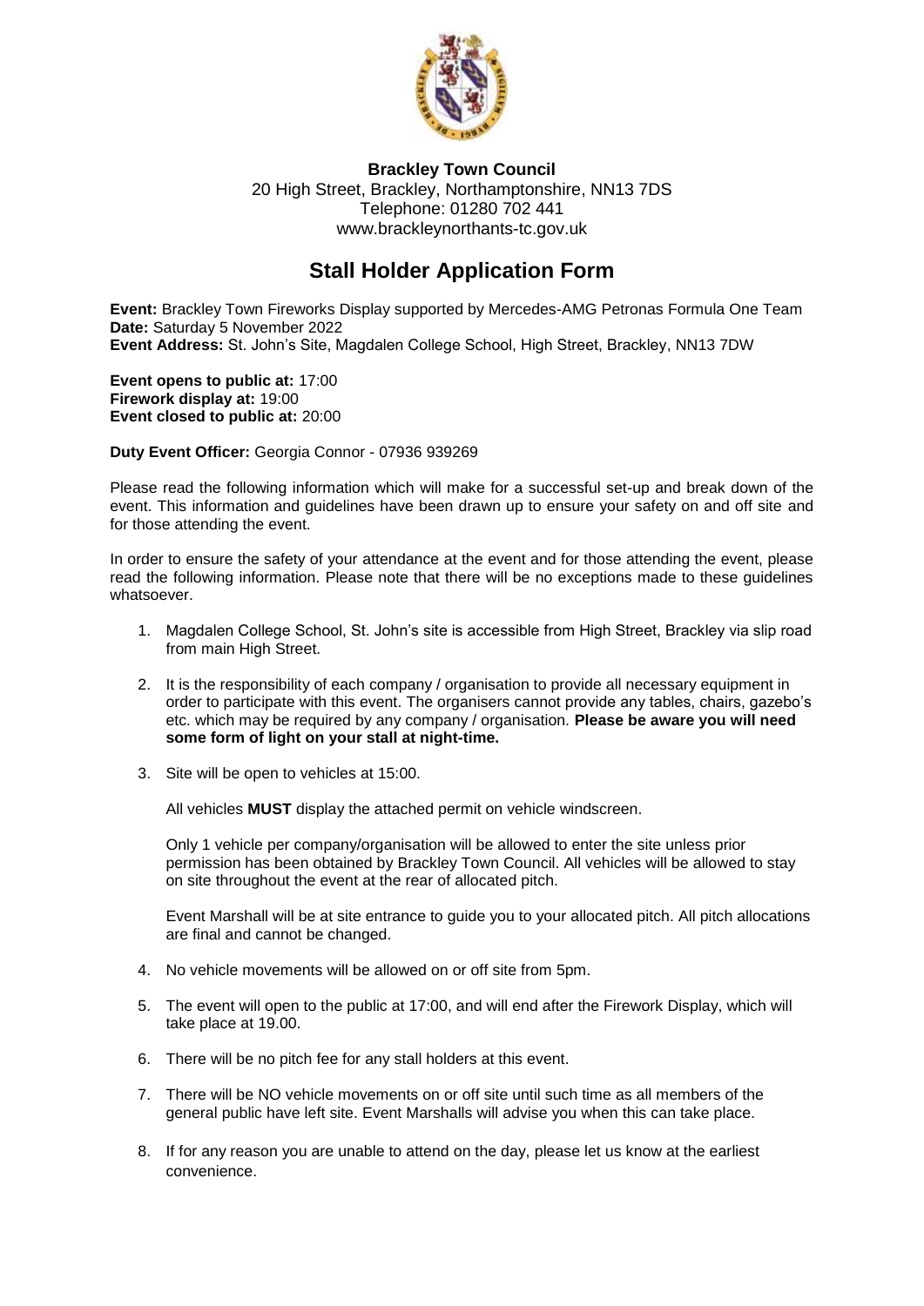**Brackley Town Council**
20 High Street, Brackley, Northamptonshire, NN13 7DS
Telephone: 01280 702 441
www.brackleynorthants-tc.gov.uk

# Stall Holder Application Form

**Event:** Brackley Town Fireworks Display supported by Mercedes-AMG Petronas Formula One Team
**Date:** Saturday 5 November 2022
**Event Address:** St. John's Site, Magdalen College School, High Street, Brackley, NN13 7DW

**Event opens to public at:** 17:00
**Firework display at:** 19:00
**Event closed to public at:** 20:00

**Duty Event Officer:** Georgia Connor - 07936 939269

Please read the following information which will make for a successful set-up and break down of the event. This information and guidelines have been drawn up to ensure your safety on and off site and for those attending the event.

In order to ensure the safety of your attendance at the event and for those attending the event, please read the following information. Please note that there will be no exceptions made to these guidelines whatsoever.

1. Magdalen College School, St. John's site is accessible from High Street, Brackley via slip road from main High Street.

2. It is the responsibility of each company / organisation to provide all necessary equipment in order to participate with this event. The organisers cannot provide any tables, chairs, gazebo's etc. which may be required by any company / organisation. **Please be aware you will need some form of light on your stall at night-time.**

3. Site will be open to vehicles at 15:00.

   All vehicles **MUST** display the attached permit on vehicle windscreen.

   Only 1 vehicle per company/organisation will be allowed to enter the site unless prior permission has been obtained by Brackley Town Council. All vehicles will be allowed to stay on site throughout the event at the rear of allocated pitch.

   Event Marshall will be at site entrance to guide you to your allocated pitch. All pitch allocations are final and cannot be changed.

4. No vehicle movements will be allowed on or off site from 5pm.

5. The event will open to the public at 17:00, and will end after the Firework Display, which will take place at 19.00.

6. There will be no pitch fee for any stall holders at this event.

7. There will be NO vehicle movements on or off site until such time as all members of the general public have left site. Event Marshalls will advise you when this can take place.

8. If for any reason you are unable to attend on the day, please let us know at the earliest convenience.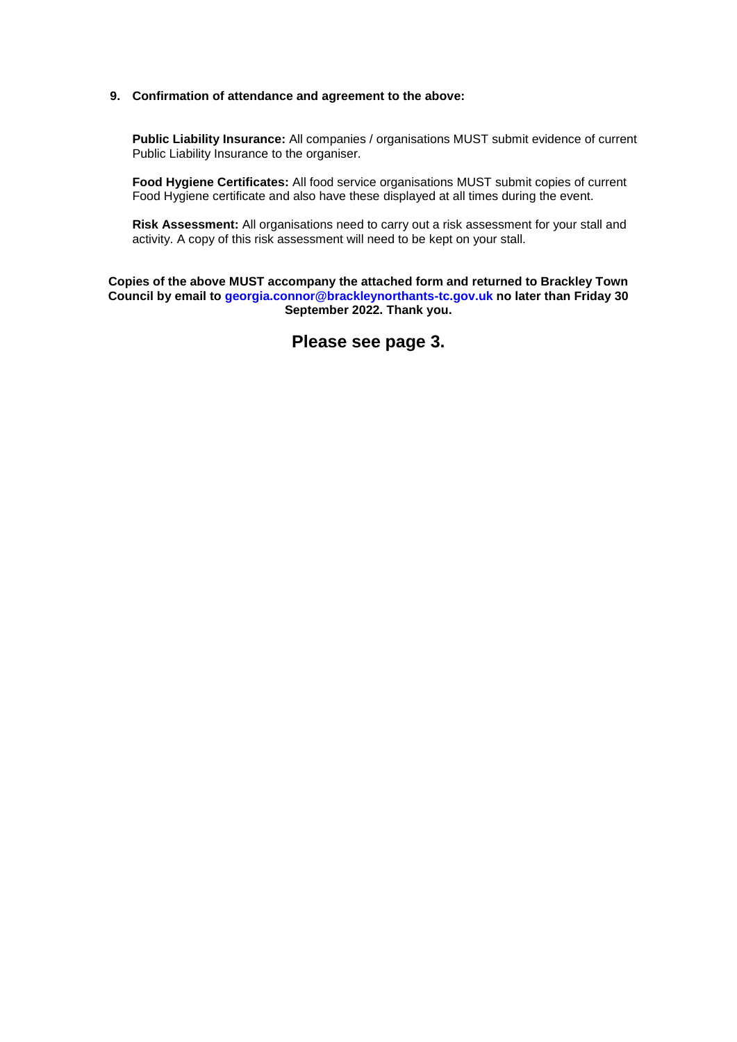**9. Confirmation of attendance and agreement to the above:**

**Public Liability Insurance:** All companies / organisations MUST submit evidence of current Public Liability Insurance to the organiser.

**Food Hygiene Certificates:** All food service organisations MUST submit copies of current Food Hygiene certificate and also have these displayed at all times during the event.

**Risk Assessment:** All organisations need to carry out a risk assessment for your stall and activity. A copy of this risk assessment will need to be kept on your stall.

**Copies of the above MUST accompany the attached form and returned to Brackley Town Council by email to georgia.connor@brackleynorthants-tc.gov.uk no later than Friday 30 September 2022. Thank you.**

## Please see page 3.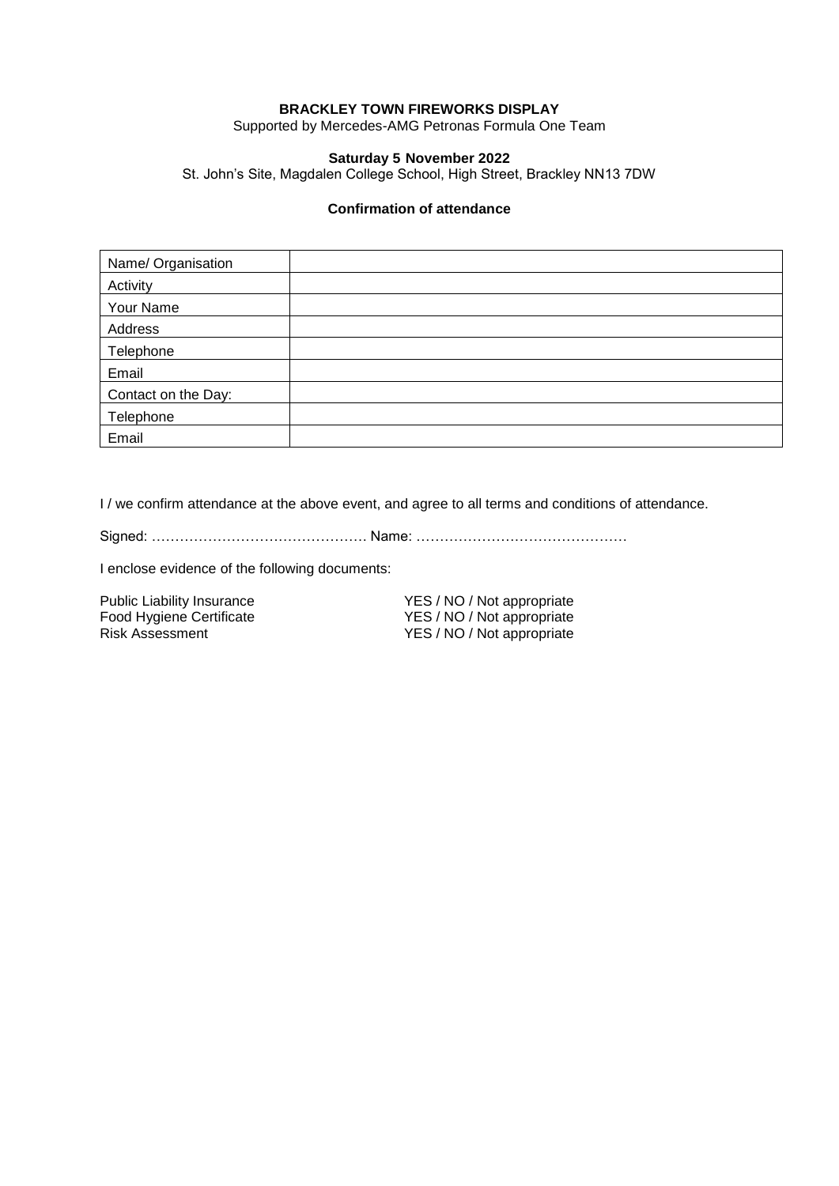**BRACKLEY TOWN FIREWORKS DISPLAY**

Supported by Mercedes-AMG Petronas Formula One Team

**Saturday 5 November 2022**

St. John's Site, Magdalen College School, High Street, Brackley NN13 7DW

**Confirmation of attendance**

| | |
|---|---|
| Name/ Organisation | |
| Activity | |
| Your Name | |
| Address | |
| Telephone | |
| Email | |
| Contact on the Day: | |
| Telephone | |
| Email | |

I / we confirm attendance at the above event, and agree to all terms and conditions of attendance.

Signed: ……………………………………… Name: ………………………………………

I enclose evidence of the following documents:

Public Liability Insurance YES / NO / Not appropriate
Food Hygiene Certificate YES / NO / Not appropriate
Risk Assessment YES / NO / Not appropriate